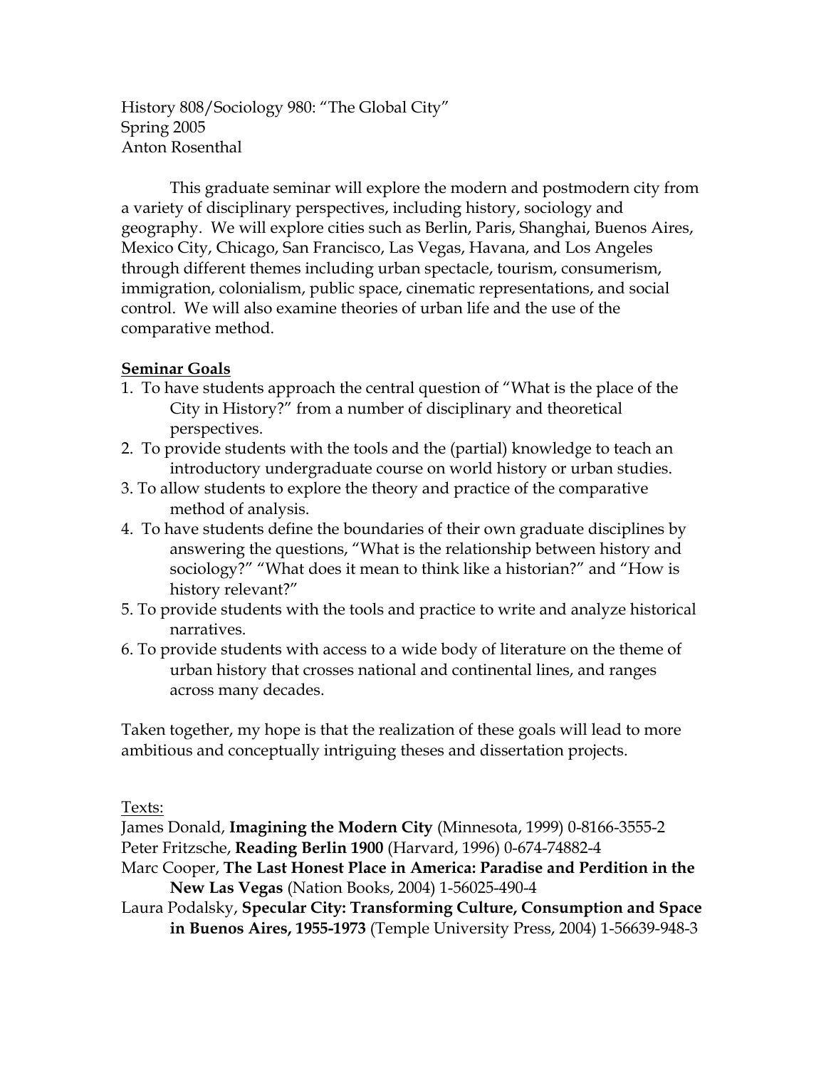History 808/Sociology 980: "The Global City"
Spring 2005
Anton Rosenthal

This graduate seminar will explore the modern and postmodern city from a variety of disciplinary perspectives, including history, sociology and geography. We will explore cities such as Berlin, Paris, Shanghai, Buenos Aires, Mexico City, Chicago, San Francisco, Las Vegas, Havana, and Los Angeles through different themes including urban spectacle, tourism, consumerism, immigration, colonialism, public space, cinematic representations, and social control. We will also examine theories of urban life and the use of the comparative method.

## Seminar Goals

1. To have students approach the central question of "What is the place of the City in History?" from a number of disciplinary and theoretical perspectives.
2. To provide students with the tools and the (partial) knowledge to teach an introductory undergraduate course on world history or urban studies.
3. To allow students to explore the theory and practice of the comparative method of analysis.
4. To have students define the boundaries of their own graduate disciplines by answering the questions, "What is the relationship between history and sociology?" "What does it mean to think like a historian?" and "How is history relevant?"
5. To provide students with the tools and practice to write and analyze historical narratives.
6. To provide students with access to a wide body of literature on the theme of urban history that crosses national and continental lines, and ranges across many decades.

Taken together, my hope is that the realization of these goals will lead to more ambitious and conceptually intriguing theses and dissertation projects.

Texts:

James Donald, **Imagining the Modern City** (Minnesota, 1999) 0-8166-3555-2

Peter Fritzsche, **Reading Berlin 1900** (Harvard, 1996) 0-674-74882-4

Marc Cooper, **The Last Honest Place in America: Paradise and Perdition in the New Las Vegas** (Nation Books, 2004) 1-56025-490-4

Laura Podalsky, **Specular City: Transforming Culture, Consumption and Space in Buenos Aires, 1955-1973** (Temple University Press, 2004) 1-56639-948-3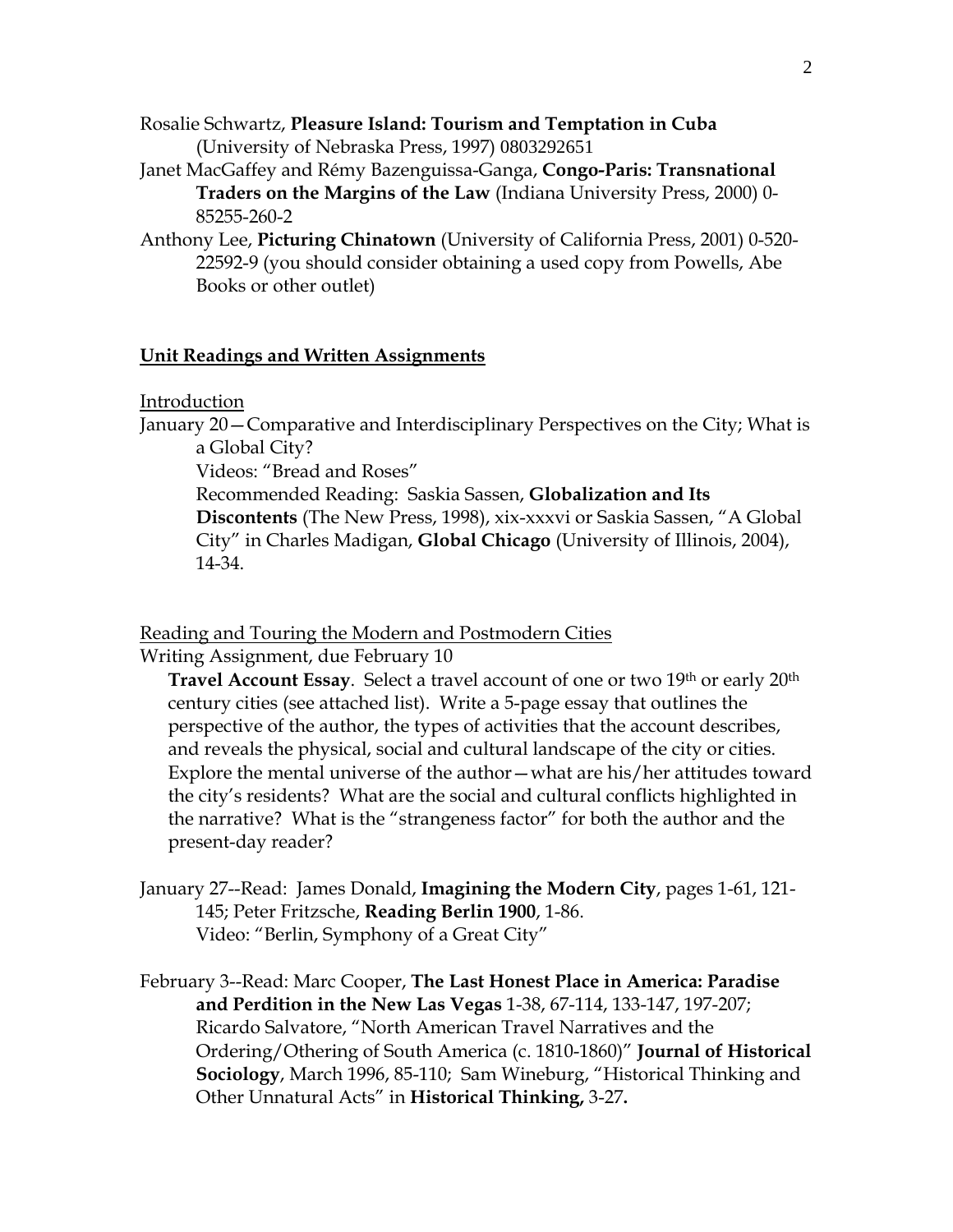Rosalie Schwartz, **Pleasure Island: Tourism and Temptation in Cuba** (University of Nebraska Press, 1997) 0803292651

Janet MacGaffey and Rémy Bazenguissa-Ganga, **Congo-Paris: Transnational Traders on the Margins of the Law** (Indiana University Press, 2000) 0-85255-260-2

Anthony Lee, **Picturing Chinatown** (University of California Press, 2001) 0-520-22592-9 (you should consider obtaining a used copy from Powells, Abe Books or other outlet)

## Unit Readings and Written Assignments

Introduction

January 20—Comparative and Interdisciplinary Perspectives on the City; What is a Global City?

Videos: "Bread and Roses"

Recommended Reading: Saskia Sassen, **Globalization and Its Discontents** (The New Press, 1998), xix-xxxvi or Saskia Sassen, "A Global City" in Charles Madigan, **Global Chicago** (University of Illinois, 2004), 14-34.

Reading and Touring the Modern and Postmodern Cities

Writing Assignment, due February 10

**Travel Account Essay**. Select a travel account of one or two 19th or early 20th century cities (see attached list). Write a 5-page essay that outlines the perspective of the author, the types of activities that the account describes, and reveals the physical, social and cultural landscape of the city or cities. Explore the mental universe of the author—what are his/her attitudes toward the city's residents? What are the social and cultural conflicts highlighted in the narrative? What is the "strangeness factor" for both the author and the present-day reader?

January 27--Read: James Donald, **Imagining the Modern City**, pages 1-61, 121-145; Peter Fritzsche, **Reading Berlin 1900**, 1-86.

Video: "Berlin, Symphony of a Great City"

February 3--Read: Marc Cooper, **The Last Honest Place in America: Paradise and Perdition in the New Las Vegas** 1-38, 67-114, 133-147, 197-207; Ricardo Salvatore, "North American Travel Narratives and the Ordering/Othering of South America (c. 1810-1860)" **Journal of Historical Sociology**, March 1996, 85-110; Sam Wineburg, "Historical Thinking and Other Unnatural Acts" in **Historical Thinking,** 3-27**.**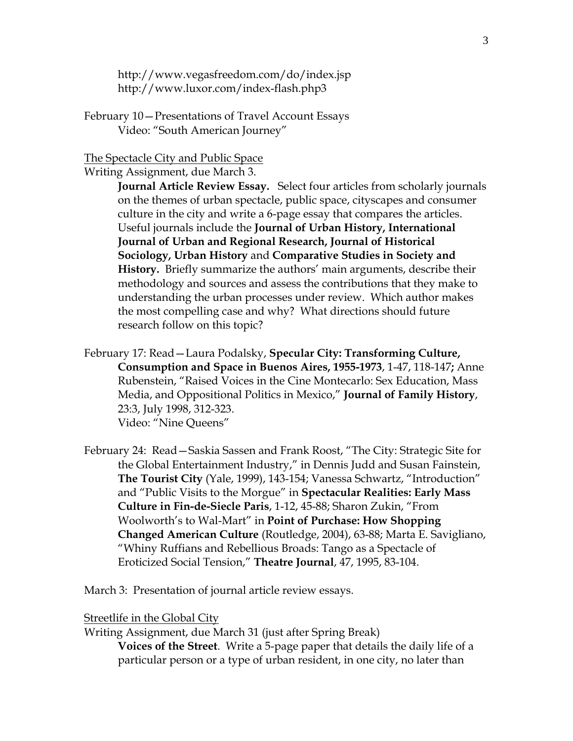http://www.vegasfreedom.com/do/index.jsp
http://www.luxor.com/index-flash.php3

February 10—Presentations of Travel Account Essays
Video: "South American Journey"

<u>The Spectacle City and Public Space</u>

Writing Assignment, due March 3.

**Journal Article Review Essay.** Select four articles from scholarly journals on the themes of urban spectacle, public space, cityscapes and consumer culture in the city and write a 6-page essay that compares the articles. Useful journals include the **Journal of Urban History, International Journal of Urban and Regional Research, Journal of Historical Sociology, Urban History** and **Comparative Studies in Society and History.** Briefly summarize the authors' main arguments, describe their methodology and sources and assess the contributions that they make to understanding the urban processes under review. Which author makes the most compelling case and why? What directions should future research follow on this topic?

February 17: Read—Laura Podalsky, **Specular City: Transforming Culture, Consumption and Space in Buenos Aires, 1955-1973**, 1-47, 118-147**;** Anne Rubenstein, "Raised Voices in the Cine Montecarlo: Sex Education, Mass Media, and Oppositional Politics in Mexico," **Journal of Family History**, 23:3, July 1998, 312-323.
Video: "Nine Queens"

February 24: Read—Saskia Sassen and Frank Roost, "The City: Strategic Site for the Global Entertainment Industry," in Dennis Judd and Susan Fainstein, **The Tourist City** (Yale, 1999), 143-154; Vanessa Schwartz, "Introduction" and "Public Visits to the Morgue" in **Spectacular Realities: Early Mass Culture in Fin-de-Siecle Paris**, 1-12, 45-88; Sharon Zukin, "From Woolworth's to Wal-Mart" in **Point of Purchase: How Shopping Changed American Culture** (Routledge, 2004), 63-88; Marta E. Savigliano, "Whiny Ruffians and Rebellious Broads: Tango as a Spectacle of Eroticized Social Tension," **Theatre Journal**, 47, 1995, 83-104.

March 3: Presentation of journal article review essays.

<u>Streetlife in the Global City</u>

Writing Assignment, due March 31 (just after Spring Break)

**Voices of the Street**. Write a 5-page paper that details the daily life of a particular person or a type of urban resident, in one city, no later than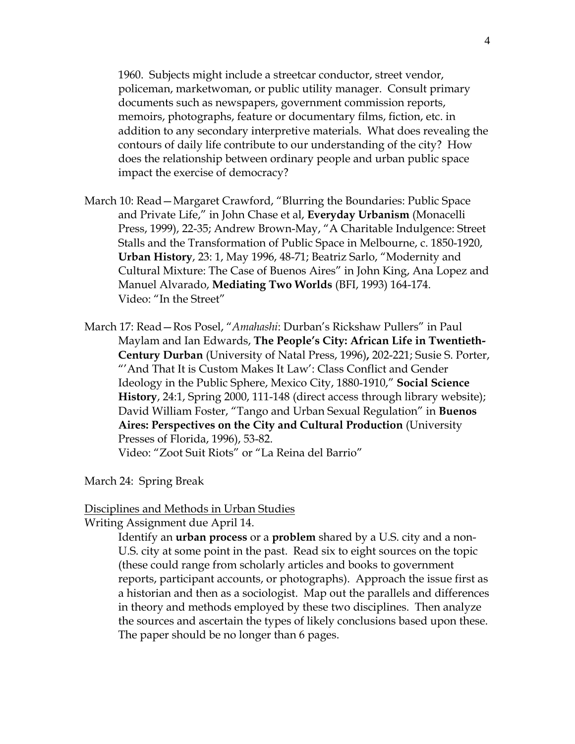1960. Subjects might include a streetcar conductor, street vendor, policeman, marketwoman, or public utility manager. Consult primary documents such as newspapers, government commission reports, memoirs, photographs, feature or documentary films, fiction, etc. in addition to any secondary interpretive materials. What does revealing the contours of daily life contribute to our understanding of the city? How does the relationship between ordinary people and urban public space impact the exercise of democracy?

March 10: Read—Margaret Crawford, "Blurring the Boundaries: Public Space and Private Life," in John Chase et al, **Everyday Urbanism** (Monacelli Press, 1999), 22-35; Andrew Brown-May, "A Charitable Indulgence: Street Stalls and the Transformation of Public Space in Melbourne, c. 1850-1920, **Urban History**, 23: 1, May 1996, 48-71; Beatriz Sarlo, "Modernity and Cultural Mixture: The Case of Buenos Aires" in John King, Ana Lopez and Manuel Alvarado, **Mediating Two Worlds** (BFI, 1993) 164-174.
Video: "In the Street"

March 17: Read—Ros Posel, "*Amahashi*: Durban's Rickshaw Pullers" in Paul Maylam and Ian Edwards, **The People's City: African Life in Twentieth-Century Durban** (University of Natal Press, 1996), 202-221; Susie S. Porter, "'And That It is Custom Makes It Law': Class Conflict and Gender Ideology in the Public Sphere, Mexico City, 1880-1910," **Social Science History**, 24:1, Spring 2000, 111-148 (direct access through library website); David William Foster, "Tango and Urban Sexual Regulation" in **Buenos Aires: Perspectives on the City and Cultural Production** (University Presses of Florida, 1996), 53-82.
Video: "Zoot Suit Riots" or "La Reina del Barrio"

March 24: Spring Break

Disciplines and Methods in Urban Studies

Writing Assignment due April 14.

Identify an **urban process** or a **problem** shared by a U.S. city and a non-U.S. city at some point in the past. Read six to eight sources on the topic (these could range from scholarly articles and books to government reports, participant accounts, or photographs). Approach the issue first as a historian and then as a sociologist. Map out the parallels and differences in theory and methods employed by these two disciplines. Then analyze the sources and ascertain the types of likely conclusions based upon these. The paper should be no longer than 6 pages.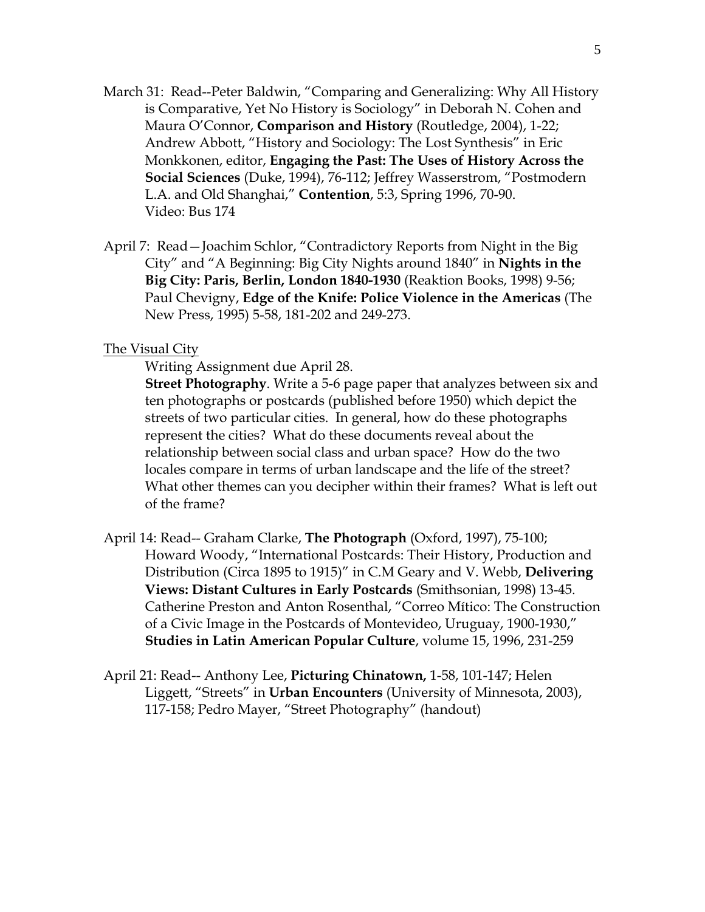March 31: Read--Peter Baldwin, "Comparing and Generalizing: Why All History is Comparative, Yet No History is Sociology" in Deborah N. Cohen and Maura O'Connor, **Comparison and History** (Routledge, 2004), 1-22; Andrew Abbott, "History and Sociology: The Lost Synthesis" in Eric Monkkonen, editor, **Engaging the Past: The Uses of History Across the Social Sciences** (Duke, 1994), 76-112; Jeffrey Wasserstrom, "Postmodern L.A. and Old Shanghai," **Contention**, 5:3, Spring 1996, 70-90.
Video: Bus 174

April 7: Read—Joachim Schlor, "Contradictory Reports from Night in the Big City" and "A Beginning: Big City Nights around 1840" in **Nights in the Big City: Paris, Berlin, London 1840-1930** (Reaktion Books, 1998) 9-56; Paul Chevigny, **Edge of the Knife: Police Violence in the Americas** (The New Press, 1995) 5-58, 181-202 and 249-273.

<u>The Visual City</u>

Writing Assignment due April 28.

**Street Photography**. Write a 5-6 page paper that analyzes between six and ten photographs or postcards (published before 1950) which depict the streets of two particular cities. In general, how do these photographs represent the cities? What do these documents reveal about the relationship between social class and urban space? How do the two locales compare in terms of urban landscape and the life of the street? What other themes can you decipher within their frames? What is left out of the frame?

April 14: Read-- Graham Clarke, **The Photograph** (Oxford, 1997), 75-100; Howard Woody, "International Postcards: Their History, Production and Distribution (Circa 1895 to 1915)" in C.M Geary and V. Webb, **Delivering Views: Distant Cultures in Early Postcards** (Smithsonian, 1998) 13-45. Catherine Preston and Anton Rosenthal, "Correo Mítico: The Construction of a Civic Image in the Postcards of Montevideo, Uruguay, 1900-1930," **Studies in Latin American Popular Culture**, volume 15, 1996, 231-259

April 21: Read-- Anthony Lee, **Picturing Chinatown,** 1-58, 101-147; Helen Liggett, "Streets" in **Urban Encounters** (University of Minnesota, 2003), 117-158; Pedro Mayer, "Street Photography" (handout)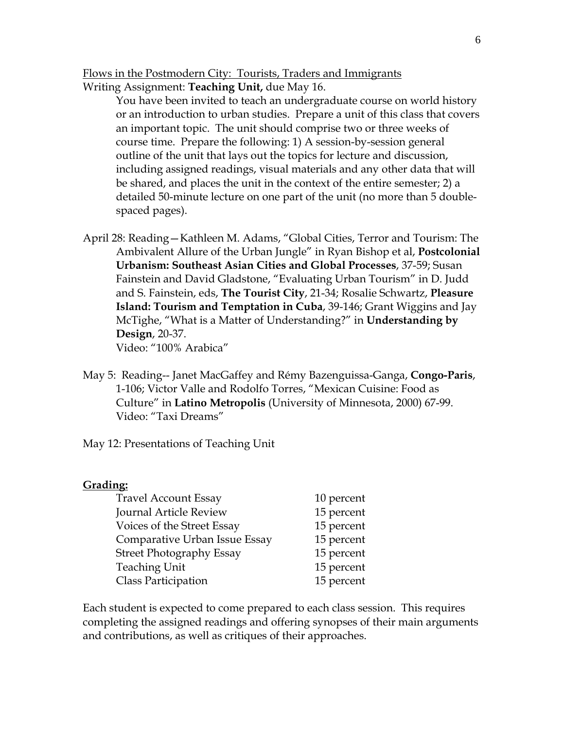Flows in the Postmodern City: Tourists, Traders and Immigrants

Writing Assignment: **Teaching Unit,** due May 16.

You have been invited to teach an undergraduate course on world history or an introduction to urban studies. Prepare a unit of this class that covers an important topic. The unit should comprise two or three weeks of course time. Prepare the following: 1) A session-by-session general outline of the unit that lays out the topics for lecture and discussion, including assigned readings, visual materials and any other data that will be shared, and places the unit in the context of the entire semester; 2) a detailed 50-minute lecture on one part of the unit (no more than 5 double-spaced pages).

April 28: Reading—Kathleen M. Adams, "Global Cities, Terror and Tourism: The Ambivalent Allure of the Urban Jungle" in Ryan Bishop et al, **Postcolonial Urbanism: Southeast Asian Cities and Global Processes**, 37-59; Susan Fainstein and David Gladstone, "Evaluating Urban Tourism" in D. Judd and S. Fainstein, eds, **The Tourist City**, 21-34; Rosalie Schwartz, **Pleasure Island: Tourism and Temptation in Cuba**, 39-146; Grant Wiggins and Jay McTighe, "What is a Matter of Understanding?" in **Understanding by Design**, 20-37.
Video: "100% Arabica"

May 5: Reading-- Janet MacGaffey and Rémy Bazenguissa-Ganga, **Congo-Paris**, 1-106; Victor Valle and Rodolfo Torres, "Mexican Cuisine: Food as Culture" in **Latino Metropolis** (University of Minnesota, 2000) 67-99.
Video: "Taxi Dreams"

May 12: Presentations of Teaching Unit

**Grading:**

| | |
|---|---|
| Travel Account Essay | 10 percent |
| Journal Article Review | 15 percent |
| Voices of the Street Essay | 15 percent |
| Comparative Urban Issue Essay | 15 percent |
| Street Photography Essay | 15 percent |
| Teaching Unit | 15 percent |
| Class Participation | 15 percent |

Each student is expected to come prepared to each class session. This requires completing the assigned readings and offering synopses of their main arguments and contributions, as well as critiques of their approaches.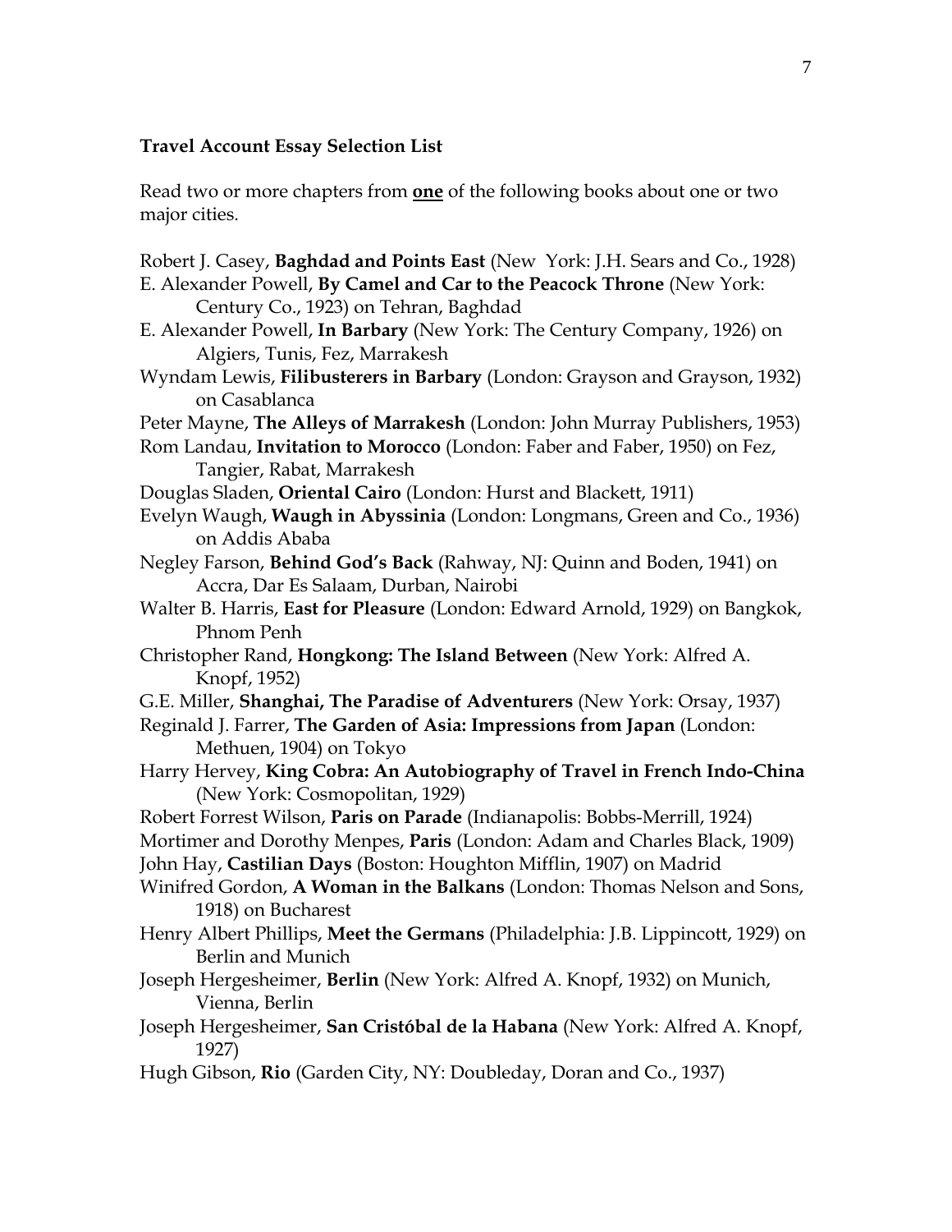**Travel Account Essay Selection List**

Read two or more chapters from **one** of the following books about one or two major cities.

Robert J. Casey, **Baghdad and Points East** (New York: J.H. Sears and Co., 1928)

E. Alexander Powell, **By Camel and Car to the Peacock Throne** (New York: Century Co., 1923) on Tehran, Baghdad

E. Alexander Powell, **In Barbary** (New York: The Century Company, 1926) on Algiers, Tunis, Fez, Marrakesh

Wyndam Lewis, **Filibusterers in Barbary** (London: Grayson and Grayson, 1932) on Casablanca

Peter Mayne, **The Alleys of Marrakesh** (London: John Murray Publishers, 1953)

Rom Landau, **Invitation to Morocco** (London: Faber and Faber, 1950) on Fez, Tangier, Rabat, Marrakesh

Douglas Sladen, **Oriental Cairo** (London: Hurst and Blackett, 1911)

Evelyn Waugh, **Waugh in Abyssinia** (London: Longmans, Green and Co., 1936) on Addis Ababa

Negley Farson, **Behind God's Back** (Rahway, NJ: Quinn and Boden, 1941) on Accra, Dar Es Salaam, Durban, Nairobi

Walter B. Harris, **East for Pleasure** (London: Edward Arnold, 1929) on Bangkok, Phnom Penh

Christopher Rand, **Hongkong: The Island Between** (New York: Alfred A. Knopf, 1952)

G.E. Miller, **Shanghai, The Paradise of Adventurers** (New York: Orsay, 1937)

Reginald J. Farrer, **The Garden of Asia: Impressions from Japan** (London: Methuen, 1904) on Tokyo

Harry Hervey, **King Cobra: An Autobiography of Travel in French Indo-China** (New York: Cosmopolitan, 1929)

Robert Forrest Wilson, **Paris on Parade** (Indianapolis: Bobbs-Merrill, 1924)

Mortimer and Dorothy Menpes, **Paris** (London: Adam and Charles Black, 1909)

John Hay, **Castilian Days** (Boston: Houghton Mifflin, 1907) on Madrid

Winifred Gordon, **A Woman in the Balkans** (London: Thomas Nelson and Sons, 1918) on Bucharest

Henry Albert Phillips, **Meet the Germans** (Philadelphia: J.B. Lippincott, 1929) on Berlin and Munich

Joseph Hergesheimer, **Berlin** (New York: Alfred A. Knopf, 1932) on Munich, Vienna, Berlin

Joseph Hergesheimer, **San Cristóbal de la Habana** (New York: Alfred A. Knopf, 1927)

Hugh Gibson, **Rio** (Garden City, NY: Doubleday, Doran and Co., 1937)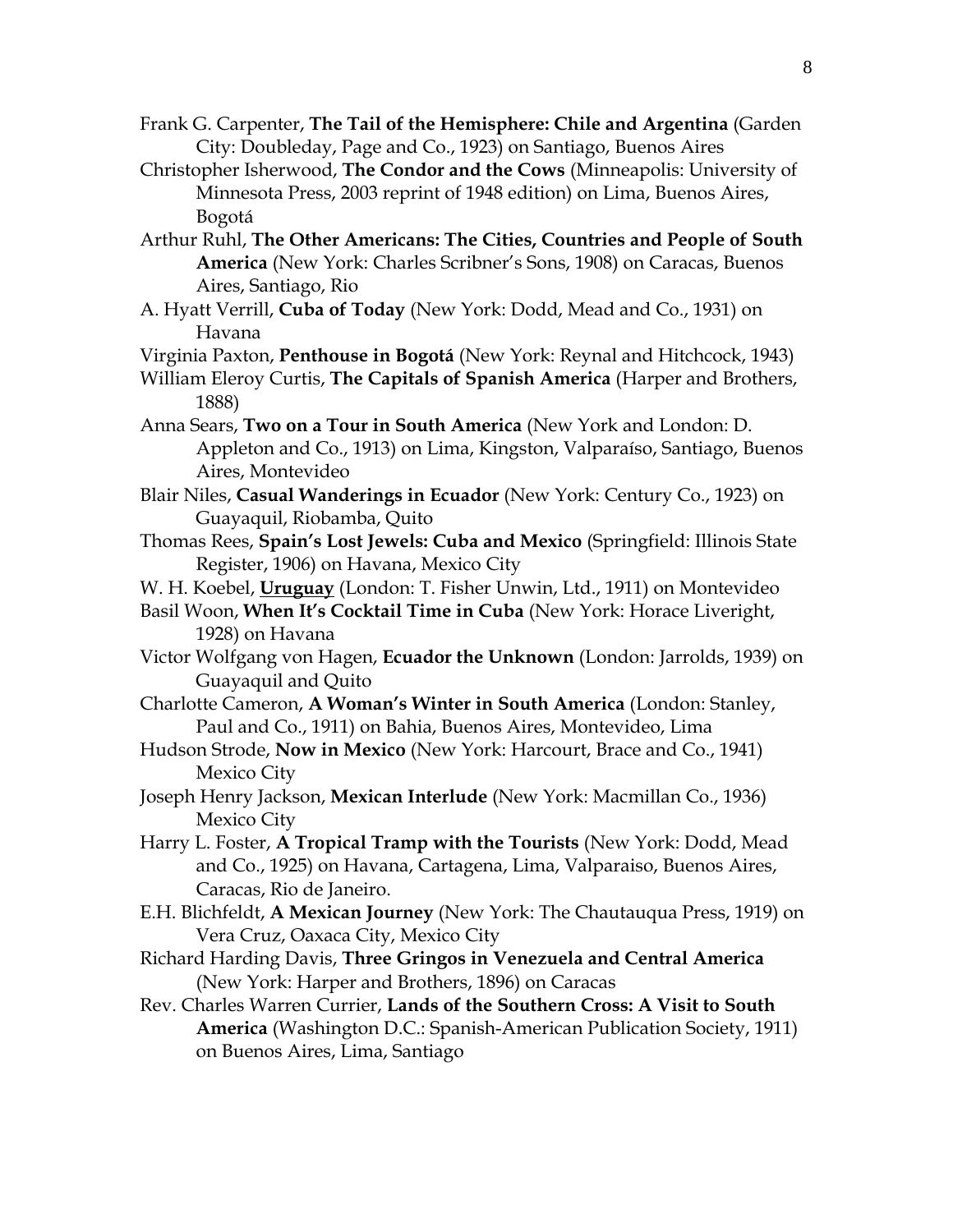Frank G. Carpenter, **The Tail of the Hemisphere: Chile and Argentina** (Garden City: Doubleday, Page and Co., 1923) on Santiago, Buenos Aires

Christopher Isherwood, **The Condor and the Cows** (Minneapolis: University of Minnesota Press, 2003 reprint of 1948 edition) on Lima, Buenos Aires, Bogotá

Arthur Ruhl, **The Other Americans: The Cities, Countries and People of South America** (New York: Charles Scribner's Sons, 1908) on Caracas, Buenos Aires, Santiago, Rio

A. Hyatt Verrill, **Cuba of Today** (New York: Dodd, Mead and Co., 1931) on Havana

Virginia Paxton, **Penthouse in Bogotá** (New York: Reynal and Hitchcock, 1943)

William Eleroy Curtis, **The Capitals of Spanish America** (Harper and Brothers, 1888)

Anna Sears, **Two on a Tour in South America** (New York and London: D. Appleton and Co., 1913) on Lima, Kingston, Valparaíso, Santiago, Buenos Aires, Montevideo

Blair Niles, **Casual Wanderings in Ecuador** (New York: Century Co., 1923) on Guayaquil, Riobamba, Quito

Thomas Rees, **Spain's Lost Jewels: Cuba and Mexico** (Springfield: Illinois State Register, 1906) on Havana, Mexico City

W. H. Koebel, <u>**Uruguay**</u> (London: T. Fisher Unwin, Ltd., 1911) on Montevideo

Basil Woon, **When It's Cocktail Time in Cuba** (New York: Horace Liveright, 1928) on Havana

Victor Wolfgang von Hagen, **Ecuador the Unknown** (London: Jarrolds, 1939) on Guayaquil and Quito

Charlotte Cameron, **A Woman's Winter in South America** (London: Stanley, Paul and Co., 1911) on Bahia, Buenos Aires, Montevideo, Lima

Hudson Strode, **Now in Mexico** (New York: Harcourt, Brace and Co., 1941) Mexico City

Joseph Henry Jackson, **Mexican Interlude** (New York: Macmillan Co., 1936) Mexico City

Harry L. Foster, **A Tropical Tramp with the Tourists** (New York: Dodd, Mead and Co., 1925) on Havana, Cartagena, Lima, Valparaiso, Buenos Aires, Caracas, Rio de Janeiro.

E.H. Blichfeldt, **A Mexican Journey** (New York: The Chautauqua Press, 1919) on Vera Cruz, Oaxaca City, Mexico City

Richard Harding Davis, **Three Gringos in Venezuela and Central America** (New York: Harper and Brothers, 1896) on Caracas

Rev. Charles Warren Currier, **Lands of the Southern Cross: A Visit to South America** (Washington D.C.: Spanish-American Publication Society, 1911) on Buenos Aires, Lima, Santiago